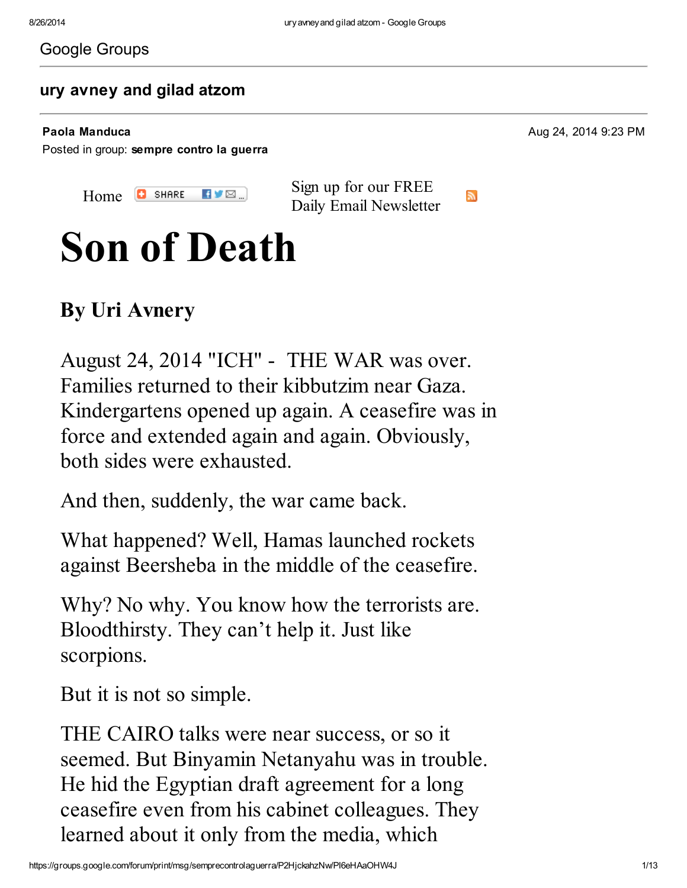Google Groups

## ury avney and gilad atzom

**Paola Manduca**
Posted in group: **sempre contro la guerra**

Aug 24, 2014 9:23 PM

Home SHARE

Sign up for our FREE Daily Email Newsletter

# Son of Death

## By Uri Avnery

August 24, 2014 "ICH" - THE WAR was over. Families returned to their kibbutzim near Gaza. Kindergartens opened up again. A ceasefire was in force and extended again and again. Obviously, both sides were exhausted.

And then, suddenly, the war came back.

What happened? Well, Hamas launched rockets against Beersheba in the middle of the ceasefire.

Why? No why. You know how the terrorists are. Bloodthirsty. They can't help it. Just like scorpions.

But it is not so simple.

THE CAIRO talks were near success, or so it seemed. But Binyamin Netanyahu was in trouble. He hid the Egyptian draft agreement for a long ceasefire even from his cabinet colleagues. They learned about it only from the media, which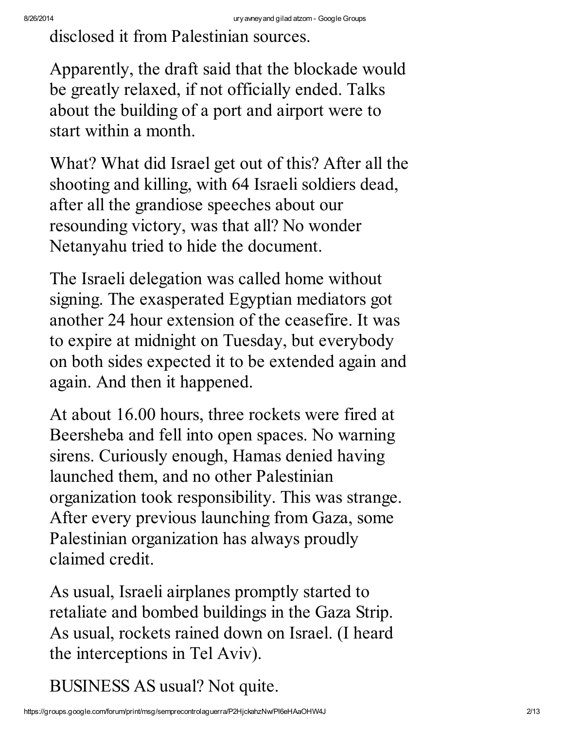disclosed it from Palestinian sources.

Apparently, the draft said that the blockade would be greatly relaxed, if not officially ended. Talks about the building of a port and airport were to start within a month.

What? What did Israel get out of this? After all the shooting and killing, with 64 Israeli soldiers dead, after all the grandiose speeches about our resounding victory, was that all? No wonder Netanyahu tried to hide the document.

The Israeli delegation was called home without signing. The exasperated Egyptian mediators got another 24 hour extension of the ceasefire. It was to expire at midnight on Tuesday, but everybody on both sides expected it to be extended again and again. And then it happened.

At about 16.00 hours, three rockets were fired at Beersheba and fell into open spaces. No warning sirens. Curiously enough, Hamas denied having launched them, and no other Palestinian organization took responsibility. This was strange. After every previous launching from Gaza, some Palestinian organization has always proudly claimed credit.

As usual, Israeli airplanes promptly started to retaliate and bombed buildings in the Gaza Strip. As usual, rockets rained down on Israel. (I heard the interceptions in Tel Aviv).

BUSINESS AS usual? Not quite.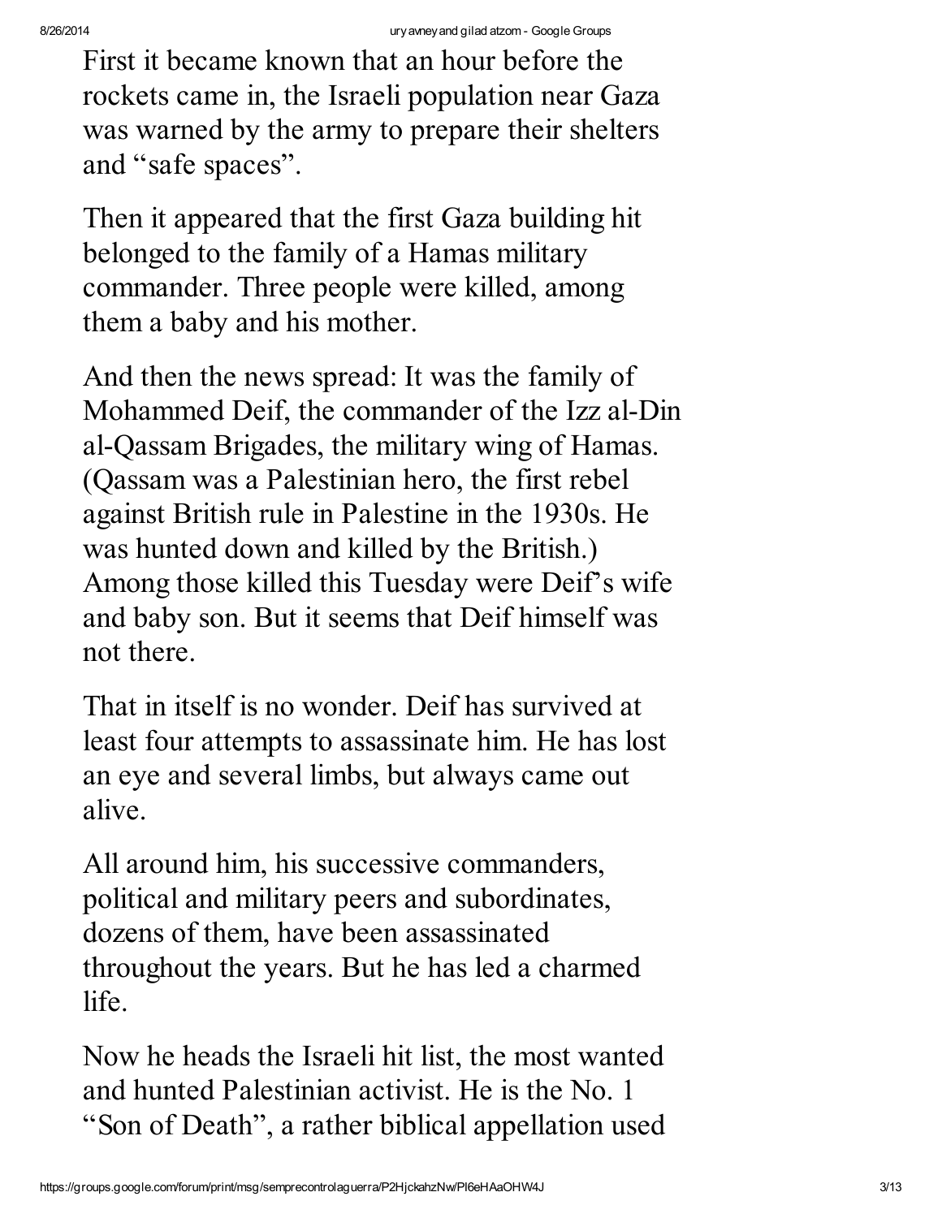First it became known that an hour before the rockets came in, the Israeli population near Gaza was warned by the army to prepare their shelters and "safe spaces".

Then it appeared that the first Gaza building hit belonged to the family of a Hamas military commander. Three people were killed, among them a baby and his mother.

And then the news spread: It was the family of Mohammed Deif, the commander of the Izz al-Din al-Qassam Brigades, the military wing of Hamas. (Qassam was a Palestinian hero, the first rebel against British rule in Palestine in the 1930s. He was hunted down and killed by the British.) Among those killed this Tuesday were Deif's wife and baby son. But it seems that Deif himself was not there.

That in itself is no wonder. Deif has survived at least four attempts to assassinate him. He has lost an eye and several limbs, but always came out alive.

All around him, his successive commanders, political and military peers and subordinates, dozens of them, have been assassinated throughout the years. But he has led a charmed life.

Now he heads the Israeli hit list, the most wanted and hunted Palestinian activist. He is the No. 1 "Son of Death", a rather biblical appellation used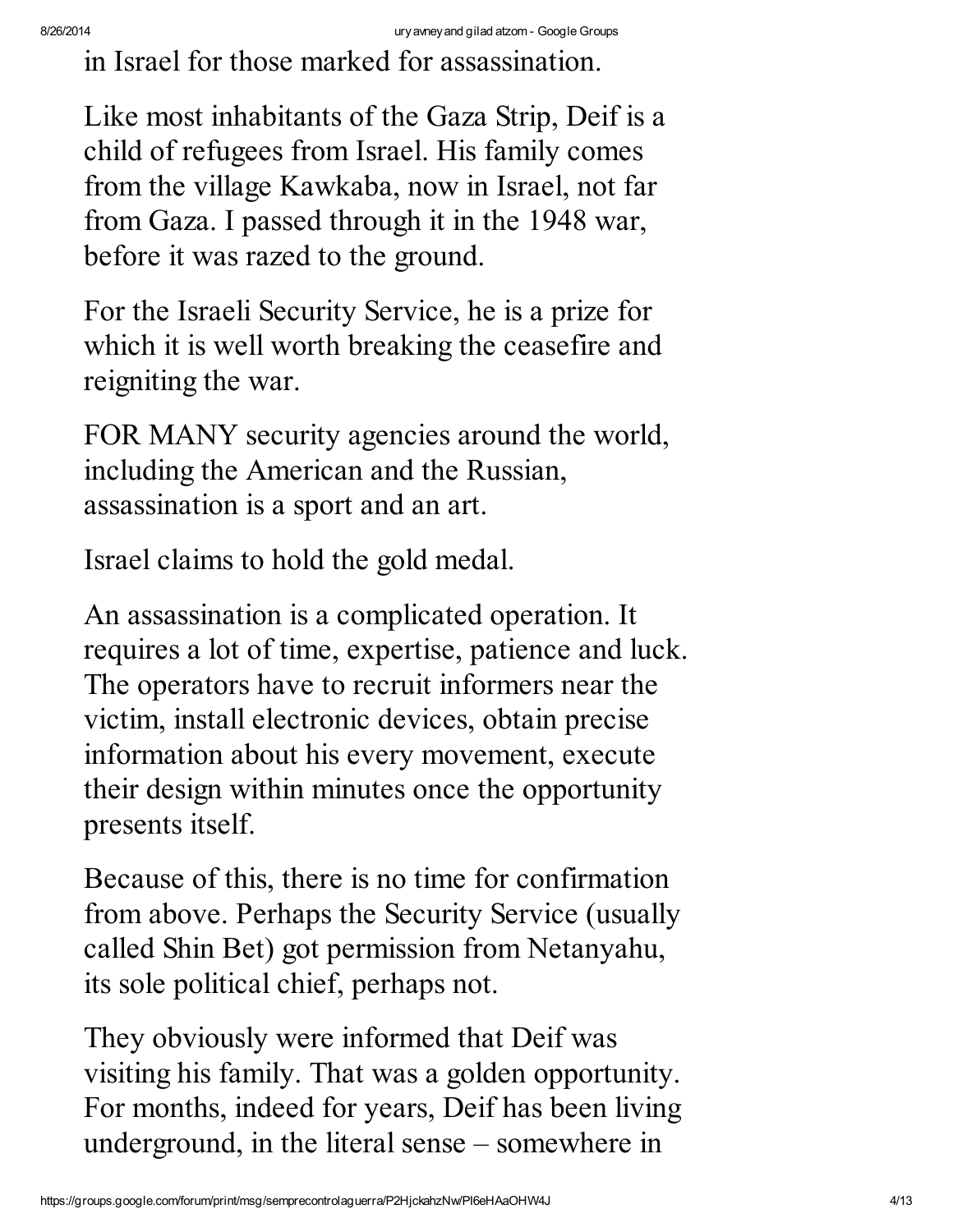in Israel for those marked for assassination.

Like most inhabitants of the Gaza Strip, Deif is a child of refugees from Israel. His family comes from the village Kawkaba, now in Israel, not far from Gaza. I passed through it in the 1948 war, before it was razed to the ground.

For the Israeli Security Service, he is a prize for which it is well worth breaking the ceasefire and reigniting the war.

FOR MANY security agencies around the world, including the American and the Russian, assassination is a sport and an art.

Israel claims to hold the gold medal.

An assassination is a complicated operation. It requires a lot of time, expertise, patience and luck. The operators have to recruit informers near the victim, install electronic devices, obtain precise information about his every movement, execute their design within minutes once the opportunity presents itself.

Because of this, there is no time for confirmation from above. Perhaps the Security Service (usually called Shin Bet) got permission from Netanyahu, its sole political chief, perhaps not.

They obviously were informed that Deif was visiting his family. That was a golden opportunity. For months, indeed for years, Deif has been living underground, in the literal sense – somewhere in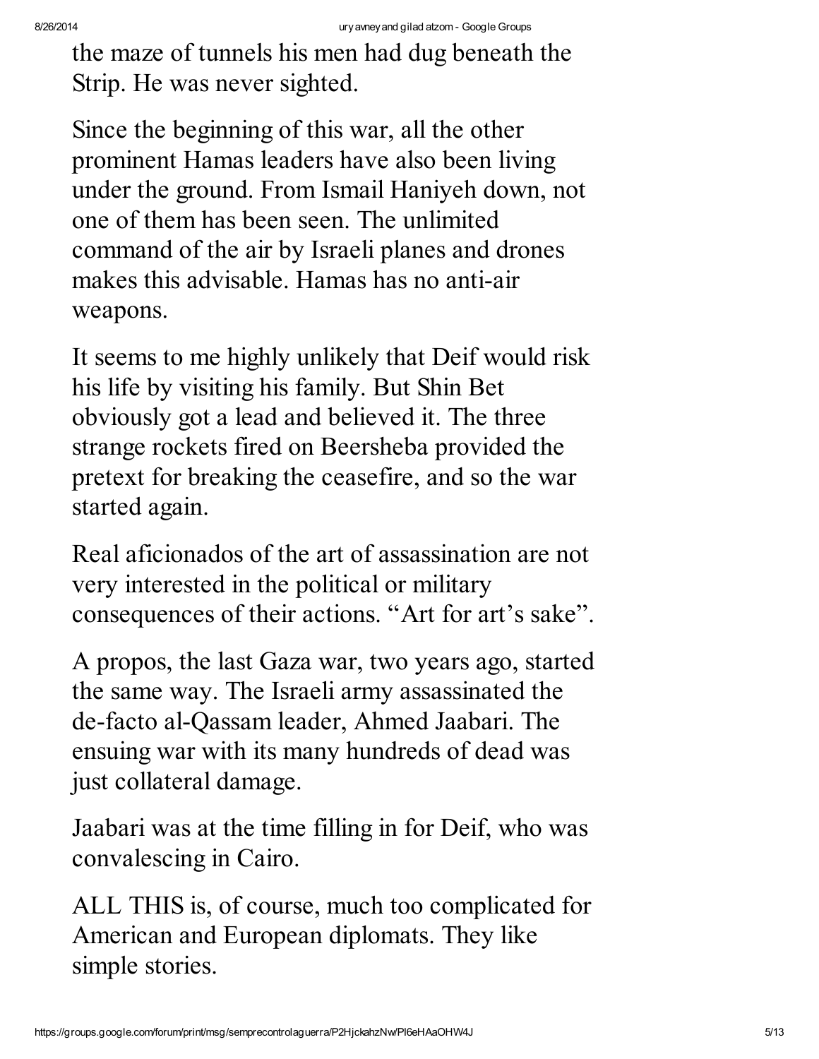the maze of tunnels his men had dug beneath the Strip. He was never sighted.

Since the beginning of this war, all the other prominent Hamas leaders have also been living under the ground. From Ismail Haniyeh down, not one of them has been seen. The unlimited command of the air by Israeli planes and drones makes this advisable. Hamas has no anti-air weapons.

It seems to me highly unlikely that Deif would risk his life by visiting his family. But Shin Bet obviously got a lead and believed it. The three strange rockets fired on Beersheba provided the pretext for breaking the ceasefire, and so the war started again.

Real aficionados of the art of assassination are not very interested in the political or military consequences of their actions. "Art for art's sake".

A propos, the last Gaza war, two years ago, started the same way. The Israeli army assassinated the de-facto al-Qassam leader, Ahmed Jaabari. The ensuing war with its many hundreds of dead was just collateral damage.

Jaabari was at the time filling in for Deif, who was convalescing in Cairo.

ALL THIS is, of course, much too complicated for American and European diplomats. They like simple stories.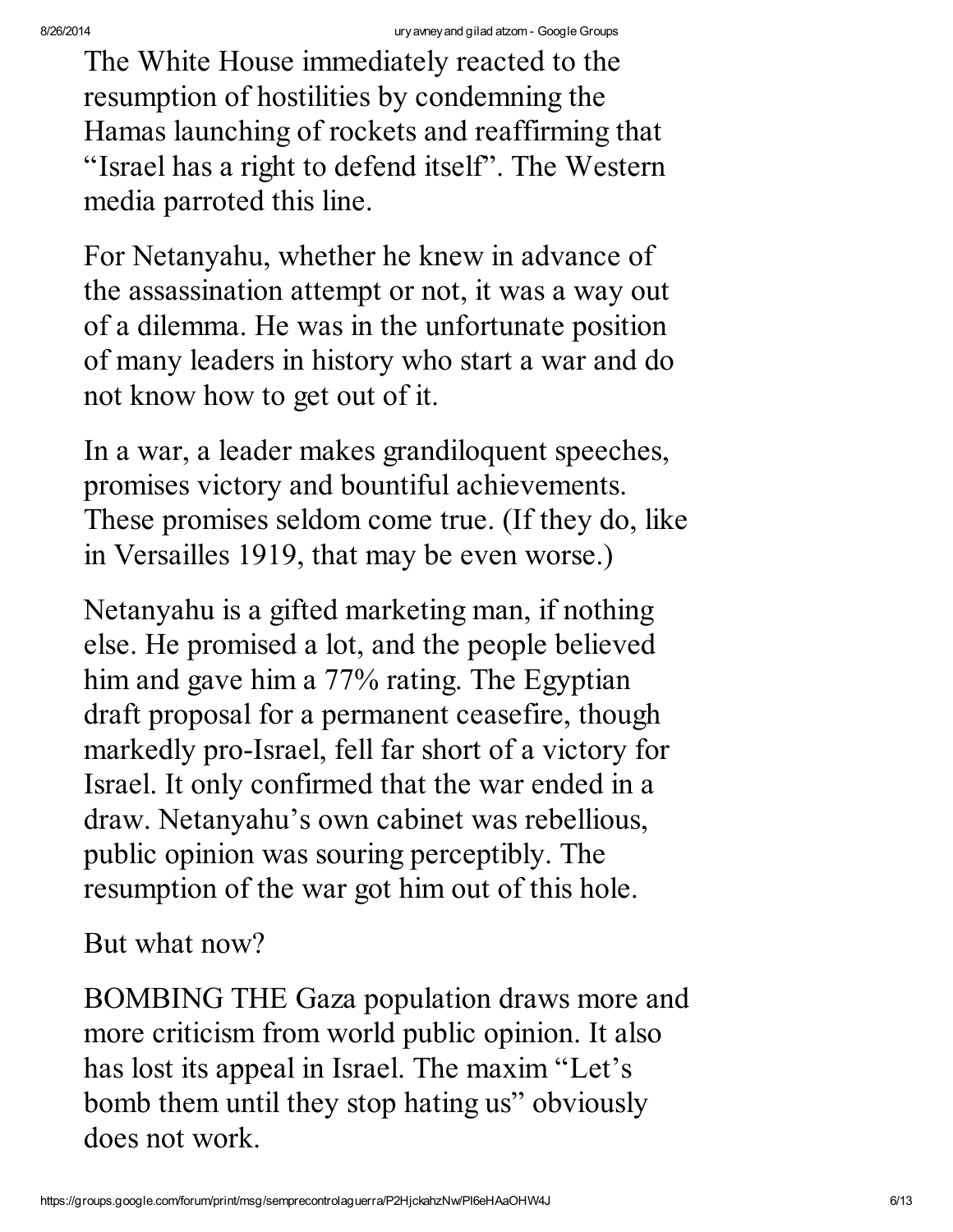The White House immediately reacted to the resumption of hostilities by condemning the Hamas launching of rockets and reaffirming that "Israel has a right to defend itself". The Western media parroted this line.

For Netanyahu, whether he knew in advance of the assassination attempt or not, it was a way out of a dilemma. He was in the unfortunate position of many leaders in history who start a war and do not know how to get out of it.

In a war, a leader makes grandiloquent speeches, promises victory and bountiful achievements. These promises seldom come true. (If they do, like in Versailles 1919, that may be even worse.)

Netanyahu is a gifted marketing man, if nothing else. He promised a lot, and the people believed him and gave him a 77% rating. The Egyptian draft proposal for a permanent ceasefire, though markedly pro-Israel, fell far short of a victory for Israel. It only confirmed that the war ended in a draw. Netanyahu's own cabinet was rebellious, public opinion was souring perceptibly. The resumption of the war got him out of this hole.

But what now?

BOMBING THE Gaza population draws more and more criticism from world public opinion. It also has lost its appeal in Israel. The maxim "Let's bomb them until they stop hating us" obviously does not work.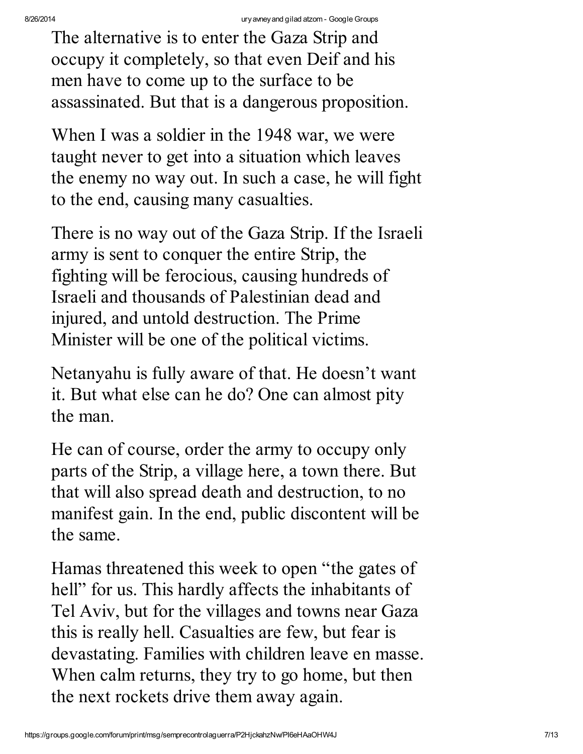The alternative is to enter the Gaza Strip and occupy it completely, so that even Deif and his men have to come up to the surface to be assassinated. But that is a dangerous proposition.

When I was a soldier in the 1948 war, we were taught never to get into a situation which leaves the enemy no way out. In such a case, he will fight to the end, causing many casualties.

There is no way out of the Gaza Strip. If the Israeli army is sent to conquer the entire Strip, the fighting will be ferocious, causing hundreds of Israeli and thousands of Palestinian dead and injured, and untold destruction. The Prime Minister will be one of the political victims.

Netanyahu is fully aware of that. He doesn't want it. But what else can he do? One can almost pity the man.

He can of course, order the army to occupy only parts of the Strip, a village here, a town there. But that will also spread death and destruction, to no manifest gain. In the end, public discontent will be the same.

Hamas threatened this week to open "the gates of hell" for us. This hardly affects the inhabitants of Tel Aviv, but for the villages and towns near Gaza this is really hell. Casualties are few, but fear is devastating. Families with children leave en masse. When calm returns, they try to go home, but then the next rockets drive them away again.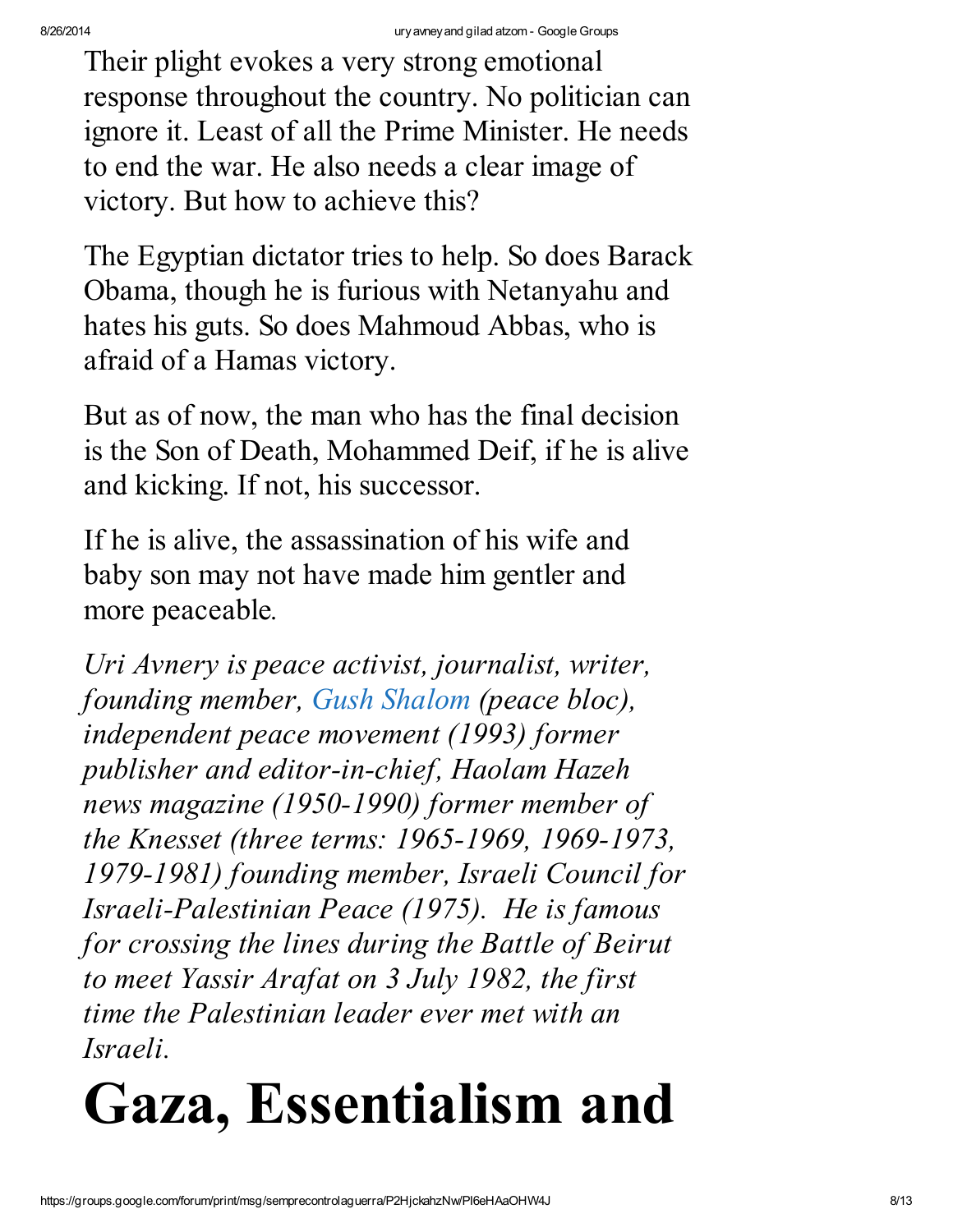Their plight evokes a very strong emotional response throughout the country. No politician can ignore it. Least of all the Prime Minister. He needs to end the war. He also needs a clear image of victory. But how to achieve this?

The Egyptian dictator tries to help. So does Barack Obama, though he is furious with Netanyahu and hates his guts. So does Mahmoud Abbas, who is afraid of a Hamas victory.

But as of now, the man who has the final decision is the Son of Death, Mohammed Deif, if he is alive and kicking. If not, his successor.

If he is alive, the assassination of his wife and baby son may not have made him gentler and more peaceable.

*Uri Avnery is peace activist, journalist, writer, founding member, Gush Shalom (peace bloc), independent peace movement (1993) former publisher and editor-in-chief, Haolam Hazeh news magazine (1950-1990) former member of the Knesset (three terms: 1965-1969, 1969-1973, 1979-1981) founding member, Israeli Council for Israeli-Palestinian Peace (1975). He is famous for crossing the lines during the Battle of Beirut to meet Yassir Arafat on 3 July 1982, the first time the Palestinian leader ever met with an Israeli.*

# Gaza, Essentialism and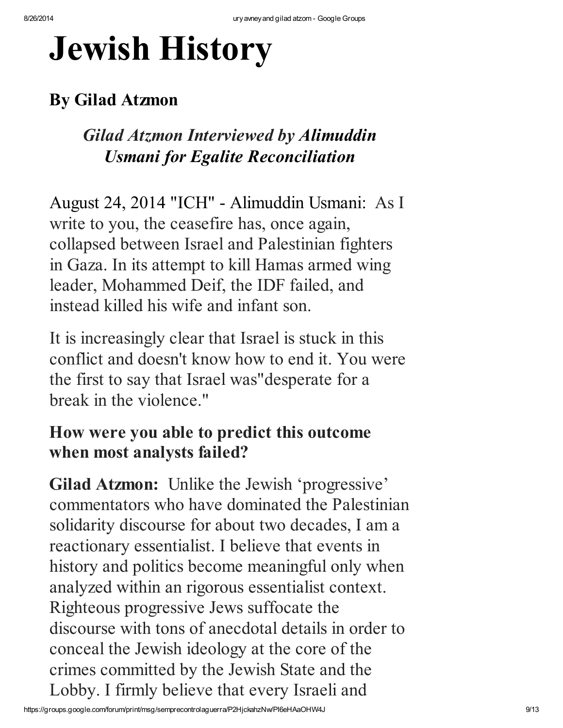# Jewish History

## By Gilad Atzmon

### *Gilad Atzmon Interviewed by Alimuddin Usmani for Egalite Reconciliation*

August 24, 2014 "ICH" - Alimuddin Usmani: As I write to you, the ceasefire has, once again, collapsed between Israel and Palestinian fighters in Gaza. In its attempt to kill Hamas armed wing leader, Mohammed Deif, the IDF failed, and instead killed his wife and infant son.

It is increasingly clear that Israel is stuck in this conflict and doesn't know how to end it. You were the first to say that Israel was"desperate for a break in the violence."

**How were you able to predict this outcome when most analysts failed?**

**Gilad Atzmon:** Unlike the Jewish 'progressive' commentators who have dominated the Palestinian solidarity discourse for about two decades, I am a reactionary essentialist. I believe that events in history and politics become meaningful only when analyzed within an rigorous essentialist context. Righteous progressive Jews suffocate the discourse with tons of anecdotal details in order to conceal the Jewish ideology at the core of the crimes committed by the Jewish State and the Lobby. I firmly believe that every Israeli and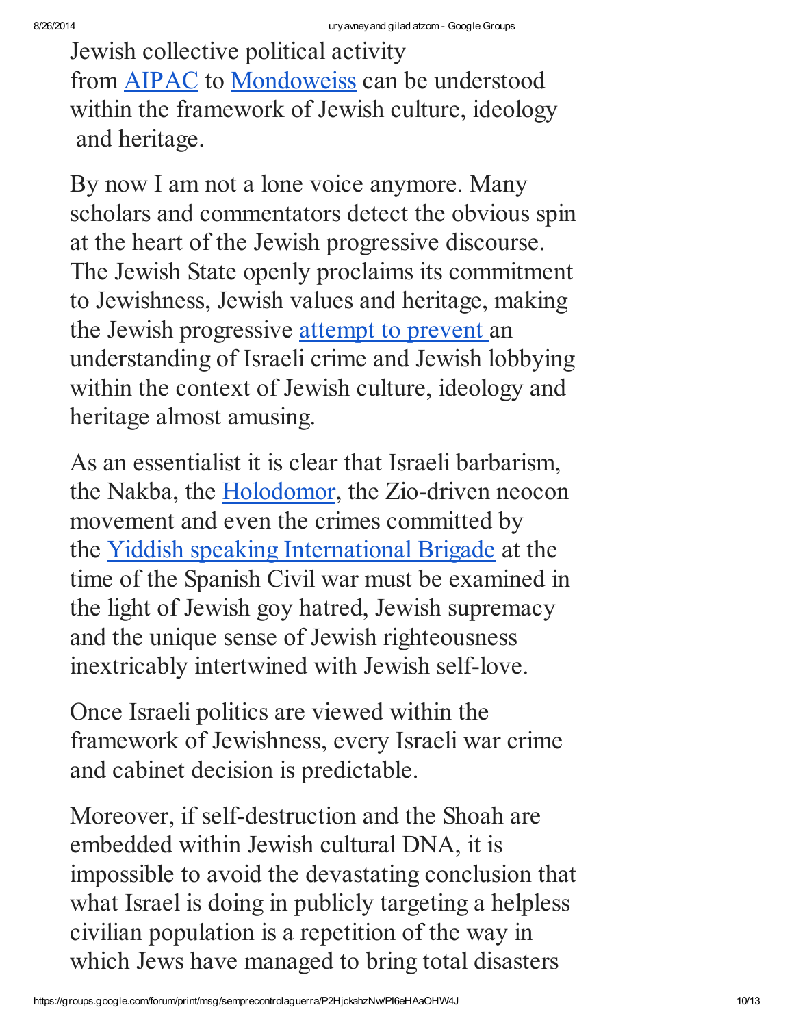Jewish collective political activity from AIPAC to Mondoweiss can be understood within the framework of Jewish culture, ideology and heritage.

By now I am not a lone voice anymore. Many scholars and commentators detect the obvious spin at the heart of the Jewish progressive discourse. The Jewish State openly proclaims its commitment to Jewishness, Jewish values and heritage, making the Jewish progressive attempt to prevent an understanding of Israeli crime and Jewish lobbying within the context of Jewish culture, ideology and heritage almost amusing.

As an essentialist it is clear that Israeli barbarism, the Nakba, the Holodomor, the Zio-driven neocon movement and even the crimes committed by the Yiddish speaking International Brigade at the time of the Spanish Civil war must be examined in the light of Jewish goy hatred, Jewish supremacy and the unique sense of Jewish righteousness inextricably intertwined with Jewish self-love.

Once Israeli politics are viewed within the framework of Jewishness, every Israeli war crime and cabinet decision is predictable.

Moreover, if self-destruction and the Shoah are embedded within Jewish cultural DNA, it is impossible to avoid the devastating conclusion that what Israel is doing in publicly targeting a helpless civilian population is a repetition of the way in which Jews have managed to bring total disasters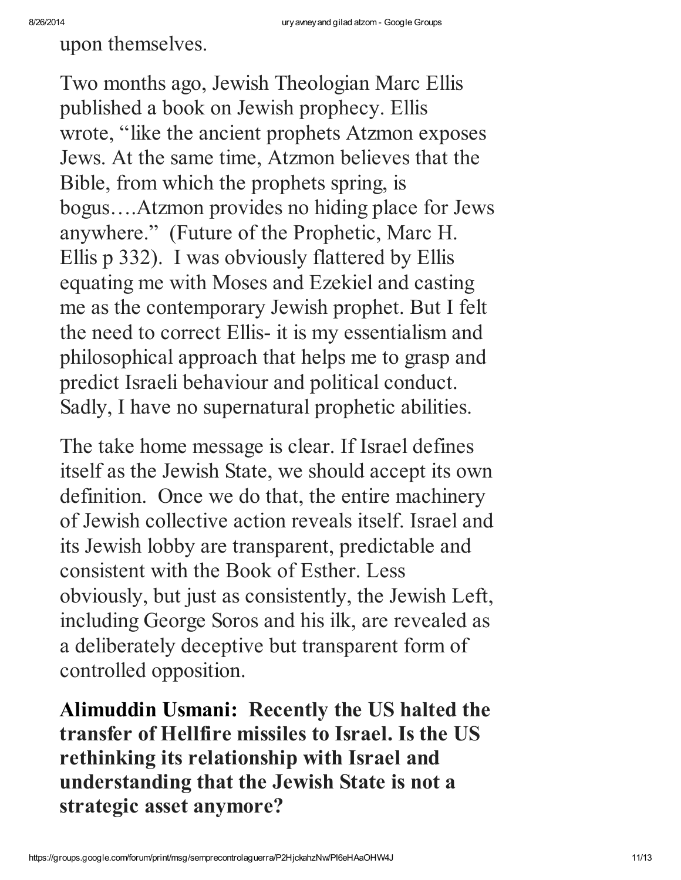upon themselves.

Two months ago, Jewish Theologian Marc Ellis published a book on Jewish prophecy. Ellis wrote, "like the ancient prophets Atzmon exposes Jews. At the same time, Atzmon believes that the Bible, from which the prophets spring, is bogus….Atzmon provides no hiding place for Jews anywhere." (Future of the Prophetic, Marc H. Ellis p 332). I was obviously flattered by Ellis equating me with Moses and Ezekiel and casting me as the contemporary Jewish prophet. But I felt the need to correct Ellis- it is my essentialism and philosophical approach that helps me to grasp and predict Israeli behaviour and political conduct. Sadly, I have no supernatural prophetic abilities.

The take home message is clear. If Israel defines itself as the Jewish State, we should accept its own definition. Once we do that, the entire machinery of Jewish collective action reveals itself. Israel and its Jewish lobby are transparent, predictable and consistent with the Book of Esther. Less obviously, but just as consistently, the Jewish Left, including George Soros and his ilk, are revealed as a deliberately deceptive but transparent form of controlled opposition.

**Alimuddin Usmani: Recently the US halted the transfer of Hellfire missiles to Israel. Is the US rethinking its relationship with Israel and understanding that the Jewish State is not a strategic asset anymore?**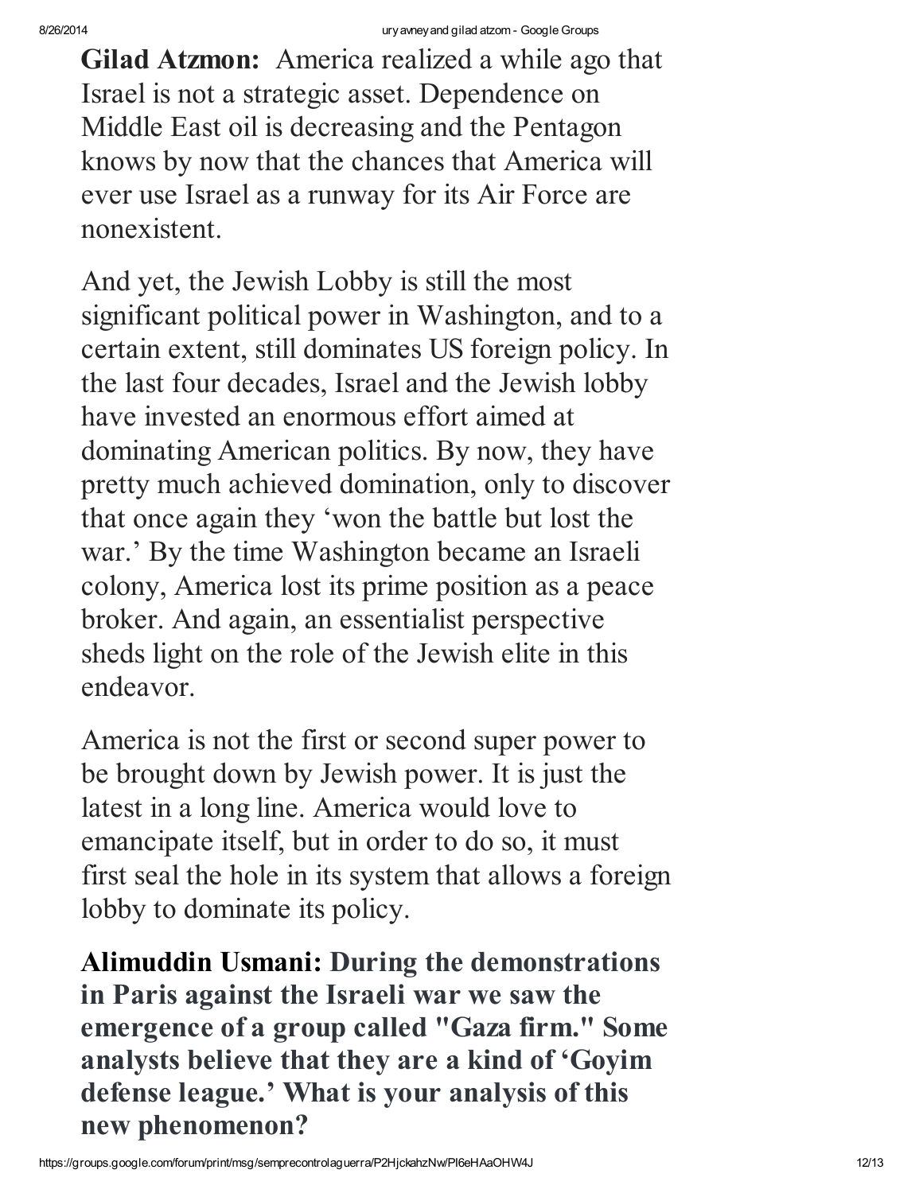**Gilad Atzmon:** America realized a while ago that Israel is not a strategic asset. Dependence on Middle East oil is decreasing and the Pentagon knows by now that the chances that America will ever use Israel as a runway for its Air Force are nonexistent.

And yet, the Jewish Lobby is still the most significant political power in Washington, and to a certain extent, still dominates US foreign policy. In the last four decades, Israel and the Jewish lobby have invested an enormous effort aimed at dominating American politics. By now, they have pretty much achieved domination, only to discover that once again they 'won the battle but lost the war.' By the time Washington became an Israeli colony, America lost its prime position as a peace broker. And again, an essentialist perspective sheds light on the role of the Jewish elite in this endeavor.

America is not the first or second super power to be brought down by Jewish power. It is just the latest in a long line. America would love to emancipate itself, but in order to do so, it must first seal the hole in its system that allows a foreign lobby to dominate its policy.

**Alimuddin Usmani: During the demonstrations in Paris against the Israeli war we saw the emergence of a group called "Gaza firm." Some analysts believe that they are a kind of 'Goyim defense league.' What is your analysis of this new phenomenon?**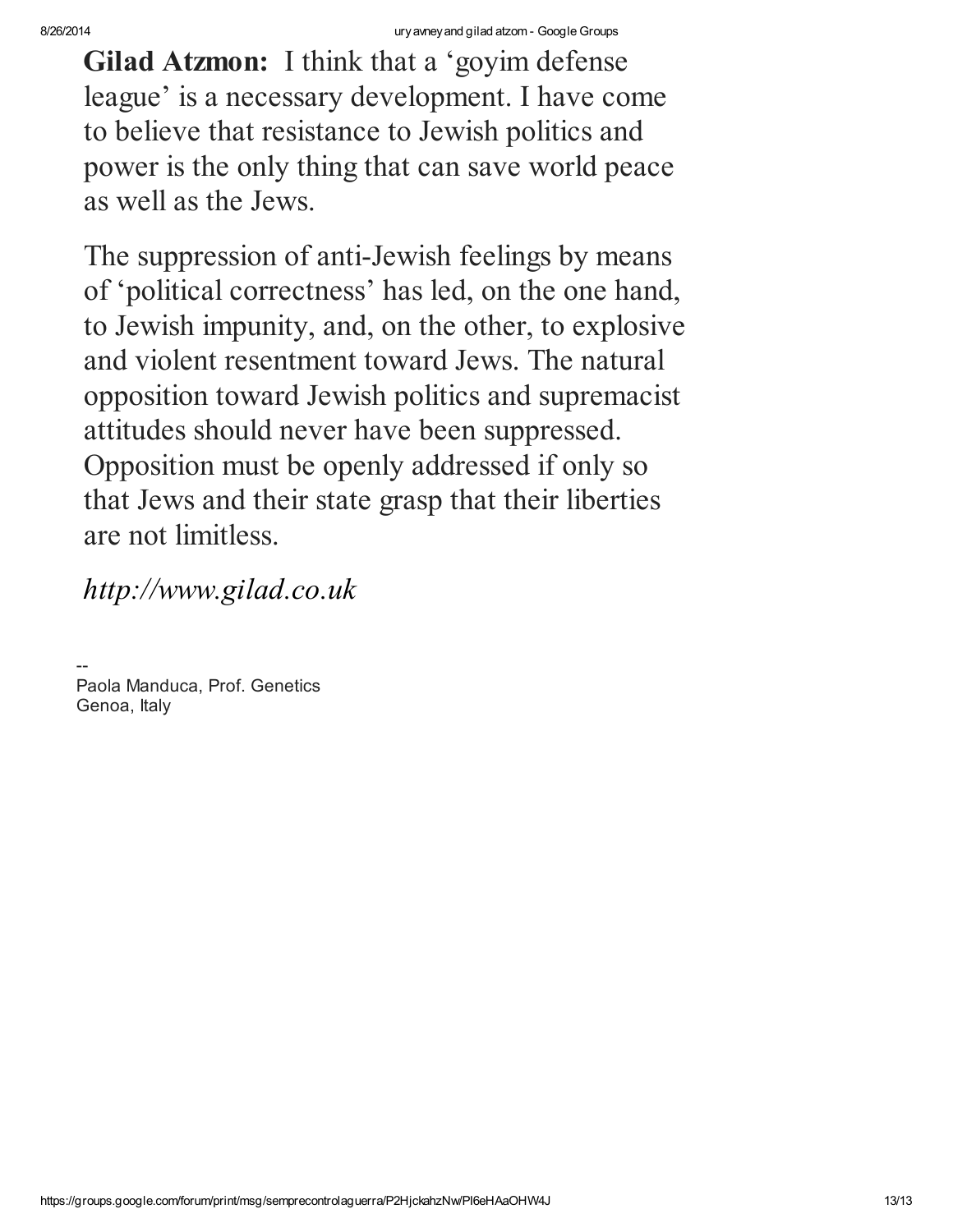**Gilad Atzmon:** I think that a 'goyim defense league' is a necessary development. I have come to believe that resistance to Jewish politics and power is the only thing that can save world peace as well as the Jews.

The suppression of anti-Jewish feelings by means of 'political correctness' has led, on the one hand, to Jewish impunity, and, on the other, to explosive and violent resentment toward Jews. The natural opposition toward Jewish politics and supremacist attitudes should never have been suppressed. Opposition must be openly addressed if only so that Jews and their state grasp that their liberties are not limitless.

*http://www.gilad.co.uk*

--
Paola Manduca, Prof. Genetics
Genoa, Italy